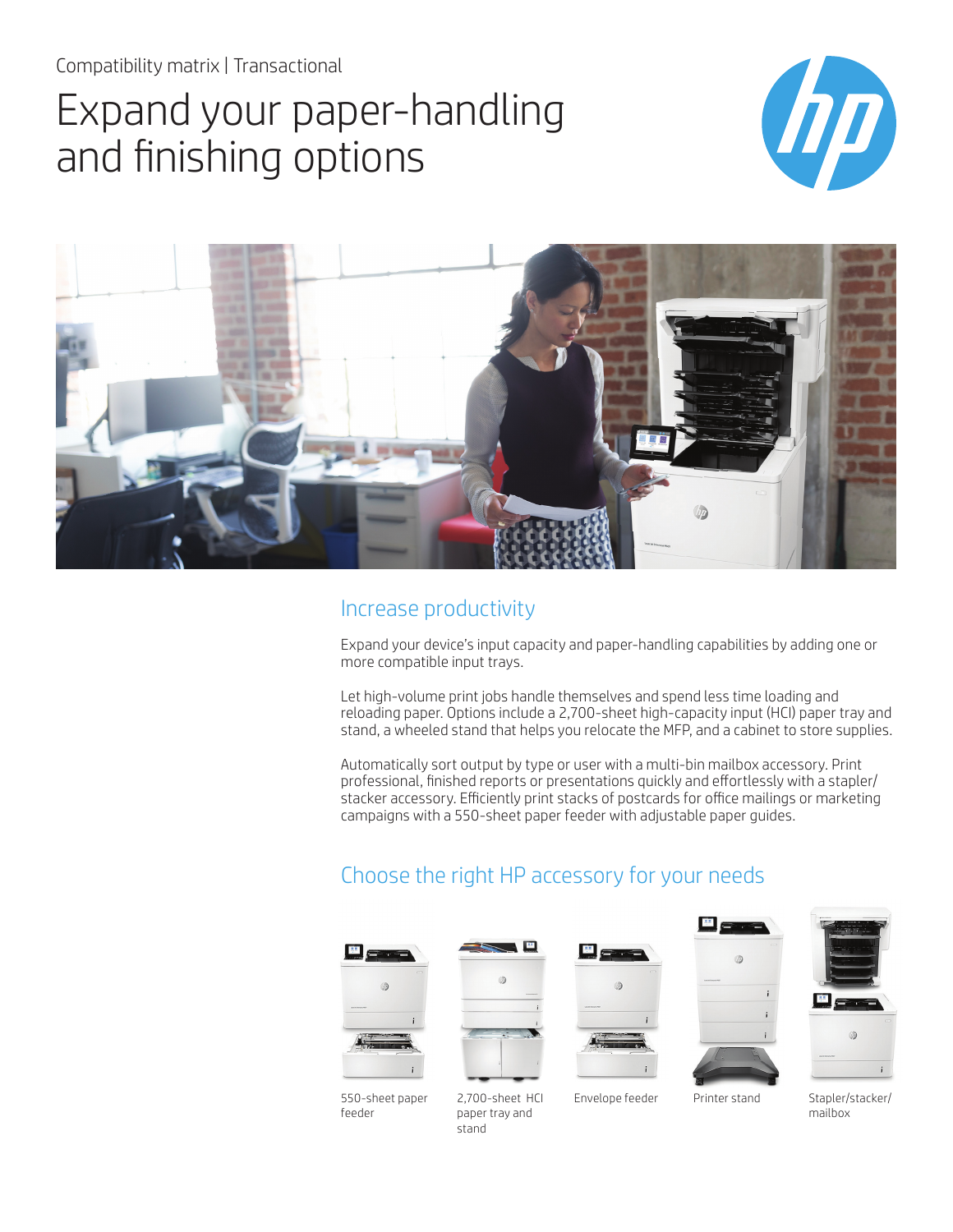Compatibility matrix | Transactional

# Expand your paper-handling and finishing options

## Increase productivity

Expand your device's input capacity and paper-handling capabilities by adding one or more compatible input trays.

Let high-volume print jobs handle themselves and spend less time loading and reloading paper. Options include a 2,700-sheet high-capacity input (HCI) paper tray and stand, a wheeled stand that helps you relocate the MFP, and a cabinet to store supplies.

Automatically sort output by type or user with a multi-bin mailbox accessory. Print professional, finished reports or presentations quickly and effortlessly with a stapler/stacker accessory. Efficiently print stacks of postcards for office mailings or marketing campaigns with a 550-sheet paper feeder with adjustable paper guides.

## Choose the right HP accessory for your needs

550-sheet paper feeder

2,700-sheet HCI paper tray and stand

Envelope feeder

Printer stand

Stapler/stacker/mailbox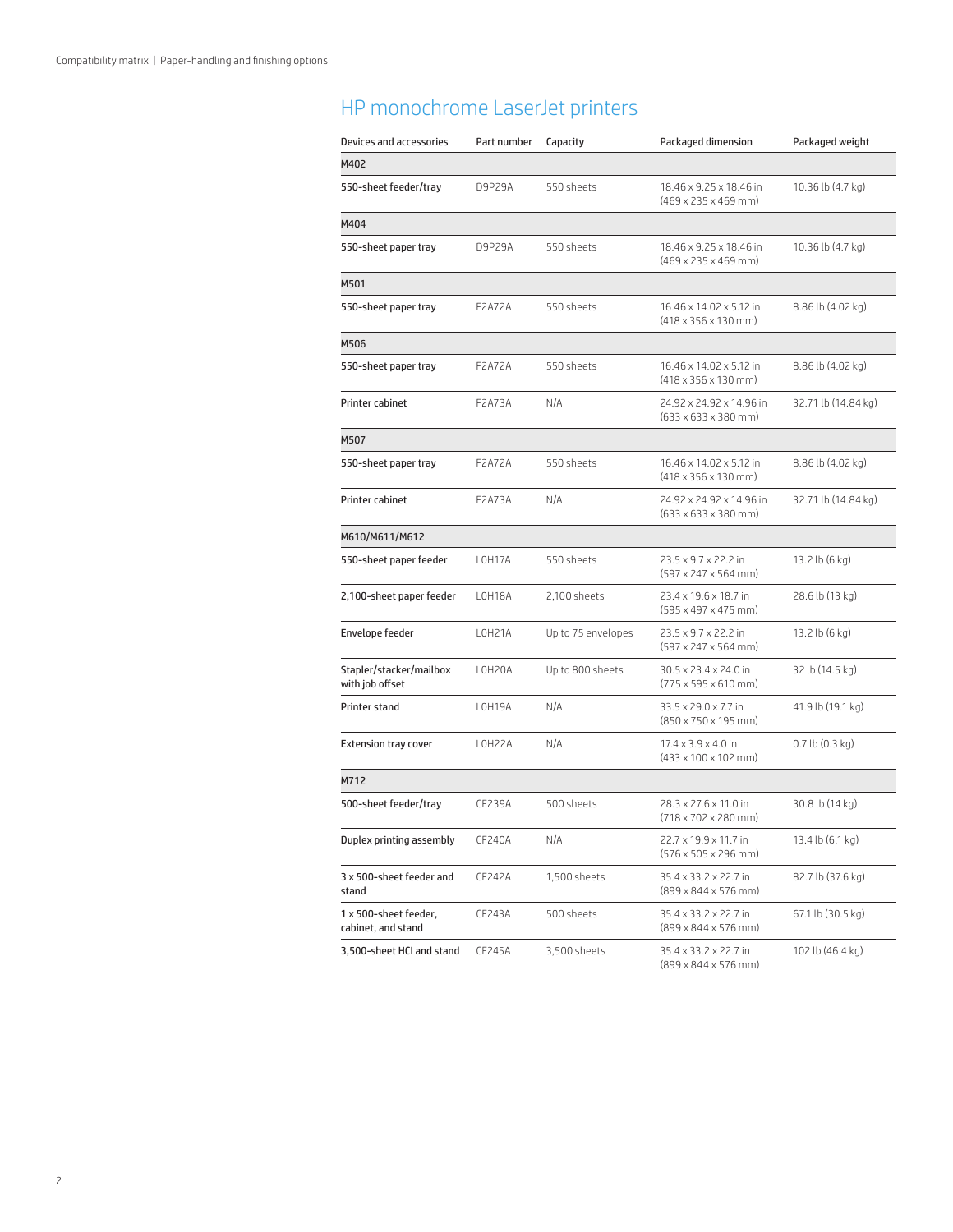# HP monochrome LaserJet printers

| Devices and accessories | Part number | Capacity | Packaged dimension | Packaged weight |
|---|---|---|---|---|
| **M402** | | | | |
| 550-sheet feeder/tray | D9P29A | 550 sheets | 18.46 x 9.25 x 18.46 in (469 x 235 x 469 mm) | 10.36 lb (4.7 kg) |
| **M404** | | | | |
| 550-sheet paper tray | D9P29A | 550 sheets | 18.46 x 9.25 x 18.46 in (469 x 235 x 469 mm) | 10.36 lb (4.7 kg) |
| **M501** | | | | |
| 550-sheet paper tray | F2A72A | 550 sheets | 16.46 x 14.02 x 5.12 in (418 x 356 x 130 mm) | 8.86 lb (4.02 kg) |
| **M506** | | | | |
| 550-sheet paper tray | F2A72A | 550 sheets | 16.46 x 14.02 x 5.12 in (418 x 356 x 130 mm) | 8.86 lb (4.02 kg) |
| Printer cabinet | F2A73A | N/A | 24.92 x 24.92 x 14.96 in (633 x 633 x 380 mm) | 32.71 lb (14.84 kg) |
| **M507** | | | | |
| 550-sheet paper tray | F2A72A | 550 sheets | 16.46 x 14.02 x 5.12 in (418 x 356 x 130 mm) | 8.86 lb (4.02 kg) |
| Printer cabinet | F2A73A | N/A | 24.92 x 24.92 x 14.96 in (633 x 633 x 380 mm) | 32.71 lb (14.84 kg) |
| **M610/M611/M612** | | | | |
| 550-sheet paper feeder | L0H17A | 550 sheets | 23.5 x 9.7 x 22.2 in (597 x 247 x 564 mm) | 13.2 lb (6 kg) |
| 2,100-sheet paper feeder | L0H18A | 2,100 sheets | 23.4 x 19.6 x 18.7 in (595 x 497 x 475 mm) | 28.6 lb (13 kg) |
| Envelope feeder | L0H21A | Up to 75 envelopes | 23.5 x 9.7 x 22.2 in (597 x 247 x 564 mm) | 13.2 lb (6 kg) |
| Stapler/stacker/mailbox with job offset | L0H20A | Up to 800 sheets | 30.5 x 23.4 x 24.0 in (775 x 595 x 610 mm) | 32 lb (14.5 kg) |
| Printer stand | L0H19A | N/A | 33.5 x 29.0 x 7.7 in (850 x 750 x 195 mm) | 41.9 lb (19.1 kg) |
| Extension tray cover | L0H22A | N/A | 17.4 x 3.9 x 4.0 in (433 x 100 x 102 mm) | 0.7 lb (0.3 kg) |
| **M712** | | | | |
| 500-sheet feeder/tray | CF239A | 500 sheets | 28.3 x 27.6 x 11.0 in (718 x 702 x 280 mm) | 30.8 lb (14 kg) |
| Duplex printing assembly | CF240A | N/A | 22.7 x 19.9 x 11.7 in (576 x 505 x 296 mm) | 13.4 lb (6.1 kg) |
| 3 x 500-sheet feeder and stand | CF242A | 1,500 sheets | 35.4 x 33.2 x 22.7 in (899 x 844 x 576 mm) | 82.7 lb (37.6 kg) |
| 1 x 500-sheet feeder, cabinet, and stand | CF243A | 500 sheets | 35.4 x 33.2 x 22.7 in (899 x 844 x 576 mm) | 67.1 lb (30.5 kg) |
| 3,500-sheet HCI and stand | CF245A | 3,500 sheets | 35.4 x 33.2 x 22.7 in (899 x 844 x 576 mm) | 102 lb (46.4 kg) |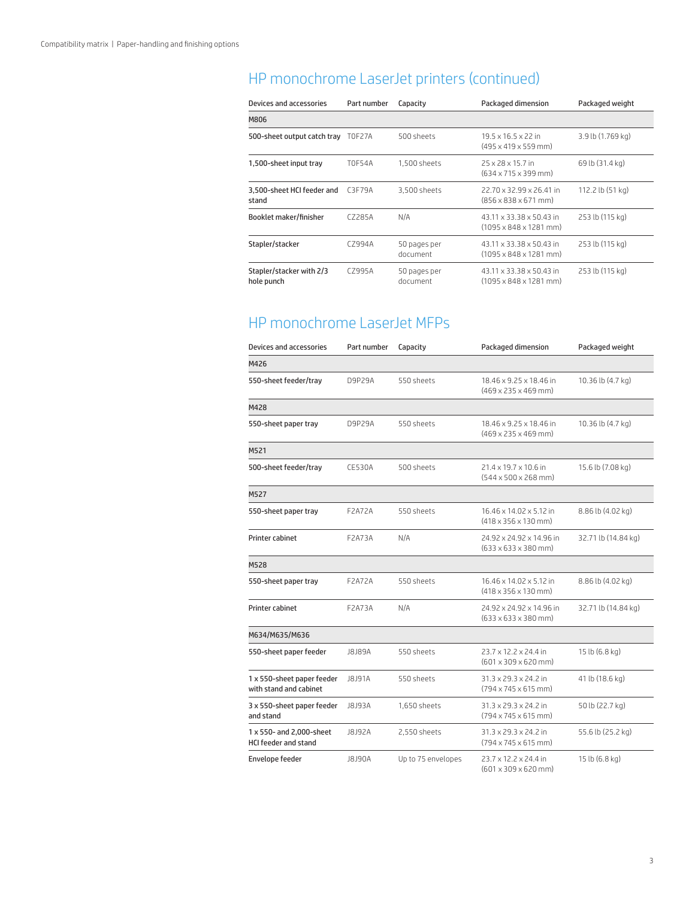## HP monochrome LaserJet printers (continued)

| Devices and accessories | Part number | Capacity | Packaged dimension | Packaged weight |
|---|---|---|---|---|
| **M806** | | | | |
| 500-sheet output catch tray | T0F27A | 500 sheets | 19.5 x 16.5 x 22 in (495 x 419 x 559 mm) | 3.9 lb (1.769 kg) |
| 1,500-sheet input tray | T0F54A | 1,500 sheets | 25 x 28 x 15.7 in (634 x 715 x 399 mm) | 69 lb (31.4 kg) |
| 3,500-sheet HCI feeder and stand | C3F79A | 3,500 sheets | 22.70 x 32.99 x 26.41 in (856 x 838 x 671 mm) | 112.2 lb (51 kg) |
| Booklet maker/finisher | CZ285A | N/A | 43.11 x 33.38 x 50.43 in (1095 x 848 x 1281 mm) | 253 lb (115 kg) |
| Stapler/stacker | CZ994A | 50 pages per document | 43.11 x 33.38 x 50.43 in (1095 x 848 x 1281 mm) | 253 lb (115 kg) |
| Stapler/stacker with 2/3 hole punch | CZ995A | 50 pages per document | 43.11 x 33.38 x 50.43 in (1095 x 848 x 1281 mm) | 253 lb (115 kg) |

## HP monochrome LaserJet MFPs

| Devices and accessories | Part number | Capacity | Packaged dimension | Packaged weight |
|---|---|---|---|---|
| **M426** | | | | |
| 550-sheet feeder/tray | D9P29A | 550 sheets | 18.46 x 9.25 x 18.46 in (469 x 235 x 469 mm) | 10.36 lb (4.7 kg) |
| **M428** | | | | |
| 550-sheet paper tray | D9P29A | 550 sheets | 18.46 x 9.25 x 18.46 in (469 x 235 x 469 mm) | 10.36 lb (4.7 kg) |
| **M521** | | | | |
| 500-sheet feeder/tray | CE530A | 500 sheets | 21.4 x 19.7 x 10.6 in (544 x 500 x 268 mm) | 15.6 lb (7.08 kg) |
| **M527** | | | | |
| 550-sheet paper tray | F2A72A | 550 sheets | 16.46 x 14.02 x 5.12 in (418 x 356 x 130 mm) | 8.86 lb (4.02 kg) |
| Printer cabinet | F2A73A | N/A | 24.92 x 24.92 x 14.96 in (633 x 633 x 380 mm) | 32.71 lb (14.84 kg) |
| **M528** | | | | |
| 550-sheet paper tray | F2A72A | 550 sheets | 16.46 x 14.02 x 5.12 in (418 x 356 x 130 mm) | 8.86 lb (4.02 kg) |
| Printer cabinet | F2A73A | N/A | 24.92 x 24.92 x 14.96 in (633 x 633 x 380 mm) | 32.71 lb (14.84 kg) |
| **M634/M635/M636** | | | | |
| 550-sheet paper feeder | J8J89A | 550 sheets | 23.7 x 12.2 x 24.4 in (601 x 309 x 620 mm) | 15 lb (6.8 kg) |
| 1 x 550-sheet paper feeder with stand and cabinet | J8J91A | 550 sheets | 31.3 x 29.3 x 24.2 in (794 x 745 x 615 mm) | 41 lb (18.6 kg) |
| 3 x 550-sheet paper feeder and stand | J8J93A | 1,650 sheets | 31.3 x 29.3 x 24.2 in (794 x 745 x 615 mm) | 50 lb (22.7 kg) |
| 1 x 550- and 2,000-sheet HCI feeder and stand | J8J92A | 2,550 sheets | 31.3 x 29.3 x 24.2 in (794 x 745 x 615 mm) | 55.6 lb (25.2 kg) |
| Envelope feeder | J8J90A | Up to 75 envelopes | 23.7 x 12.2 x 24.4 in (601 x 309 x 620 mm) | 15 lb (6.8 kg) |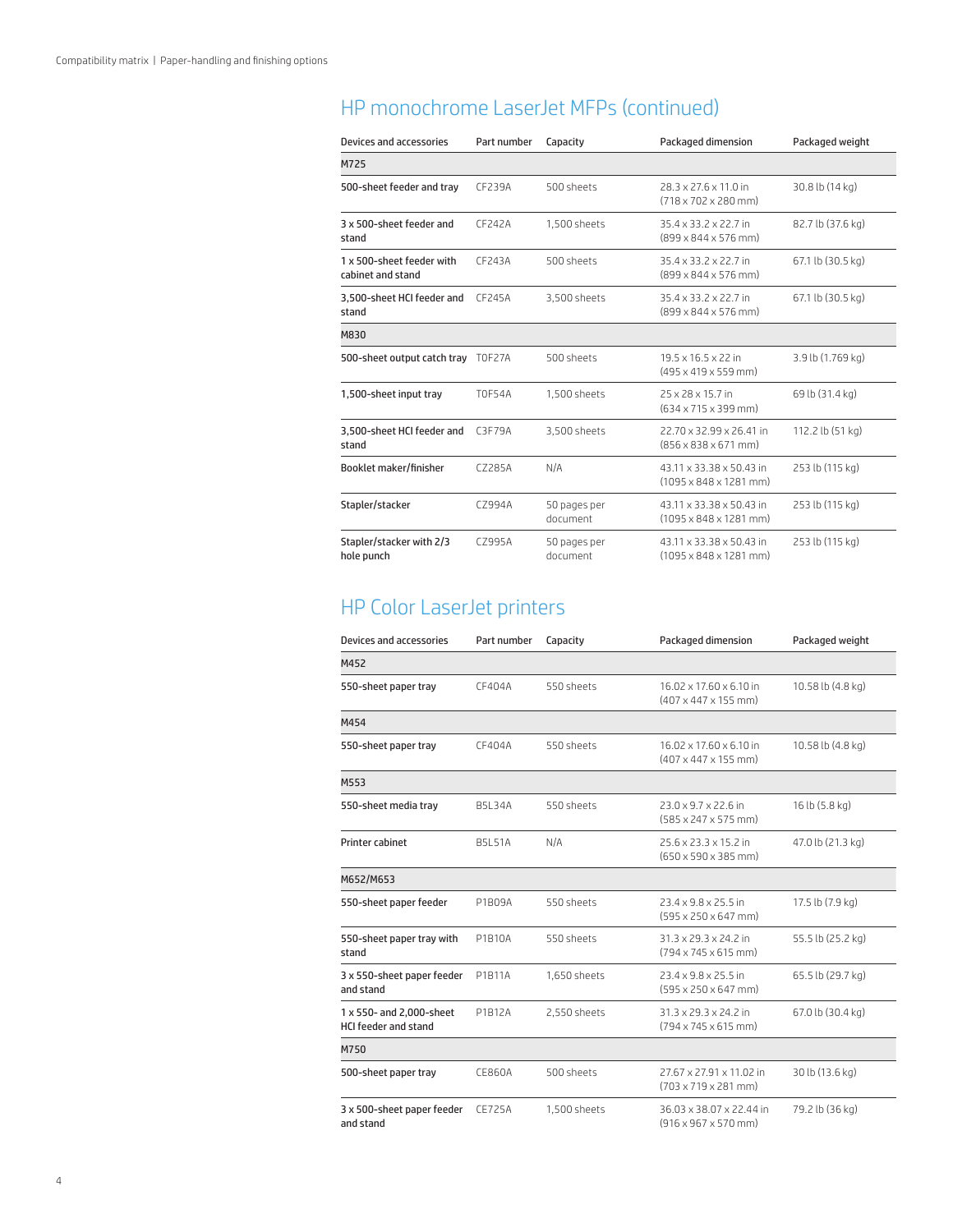## HP monochrome LaserJet MFPs (continued)

| Devices and accessories | Part number | Capacity | Packaged dimension | Packaged weight |
|---|---|---|---|---|
| **M725** | | | | |
| 500-sheet feeder and tray | CF239A | 500 sheets | 28.3 x 27.6 x 11.0 in (718 x 702 x 280 mm) | 30.8 lb (14 kg) |
| 3 x 500-sheet feeder and stand | CF242A | 1,500 sheets | 35.4 x 33.2 x 22.7 in (899 x 844 x 576 mm) | 82.7 lb (37.6 kg) |
| 1 x 500-sheet feeder with cabinet and stand | CF243A | 500 sheets | 35.4 x 33.2 x 22.7 in (899 x 844 x 576 mm) | 67.1 lb (30.5 kg) |
| 3,500-sheet HCI feeder and stand | CF245A | 3,500 sheets | 35.4 x 33.2 x 22.7 in (899 x 844 x 576 mm) | 67.1 lb (30.5 kg) |
| **M830** | | | | |
| 500-sheet output catch tray | T0F27A | 500 sheets | 19.5 x 16.5 x 22 in (495 x 419 x 559 mm) | 3.9 lb (1.769 kg) |
| 1,500-sheet input tray | T0F54A | 1,500 sheets | 25 x 28 x 15.7 in (634 x 715 x 399 mm) | 69 lb (31.4 kg) |
| 3,500-sheet HCI feeder and stand | C3F79A | 3,500 sheets | 22.70 x 32.99 x 26.41 in (856 x 838 x 671 mm) | 112.2 lb (51 kg) |
| Booklet maker/finisher | CZ285A | N/A | 43.11 x 33.38 x 50.43 in (1095 x 848 x 1281 mm) | 253 lb (115 kg) |
| Stapler/stacker | CZ994A | 50 pages per document | 43.11 x 33.38 x 50.43 in (1095 x 848 x 1281 mm) | 253 lb (115 kg) |
| Stapler/stacker with 2/3 hole punch | CZ995A | 50 pages per document | 43.11 x 33.38 x 50.43 in (1095 x 848 x 1281 mm) | 253 lb (115 kg) |

## HP Color LaserJet printers

| Devices and accessories | Part number | Capacity | Packaged dimension | Packaged weight |
|---|---|---|---|---|
| **M452** | | | | |
| 550-sheet paper tray | CF404A | 550 sheets | 16.02 x 17.60 x 6.10 in (407 x 447 x 155 mm) | 10.58 lb (4.8 kg) |
| **M454** | | | | |
| 550-sheet paper tray | CF404A | 550 sheets | 16.02 x 17.60 x 6.10 in (407 x 447 x 155 mm) | 10.58 lb (4.8 kg) |
| **M553** | | | | |
| 550-sheet media tray | B5L34A | 550 sheets | 23.0 x 9.7 x 22.6 in (585 x 247 x 575 mm) | 16 lb (5.8 kg) |
| Printer cabinet | B5L51A | N/A | 25.6 x 23.3 x 15.2 in (650 x 590 x 385 mm) | 47.0 lb (21.3 kg) |
| **M652/M653** | | | | |
| 550-sheet paper feeder | P1B09A | 550 sheets | 23.4 x 9.8 x 25.5 in (595 x 250 x 647 mm) | 17.5 lb (7.9 kg) |
| 550-sheet paper tray with stand | P1B10A | 550 sheets | 31.3 x 29.3 x 24.2 in (794 x 745 x 615 mm) | 55.5 lb (25.2 kg) |
| 3 x 550-sheet paper feeder and stand | P1B11A | 1,650 sheets | 23.4 x 9.8 x 25.5 in (595 x 250 x 647 mm) | 65.5 lb (29.7 kg) |
| 1 x 550- and 2,000-sheet HCI feeder and stand | P1B12A | 2,550 sheets | 31.3 x 29.3 x 24.2 in (794 x 745 x 615 mm) | 67.0 lb (30.4 kg) |
| **M750** | | | | |
| 500-sheet paper tray | CE860A | 500 sheets | 27.67 x 27.91 x 11.02 in (703 x 719 x 281 mm) | 30 lb (13.6 kg) |
| 3 x 500-sheet paper feeder and stand | CE725A | 1,500 sheets | 36.03 x 38.07 x 22.44 in (916 x 967 x 570 mm) | 79.2 lb (36 kg) |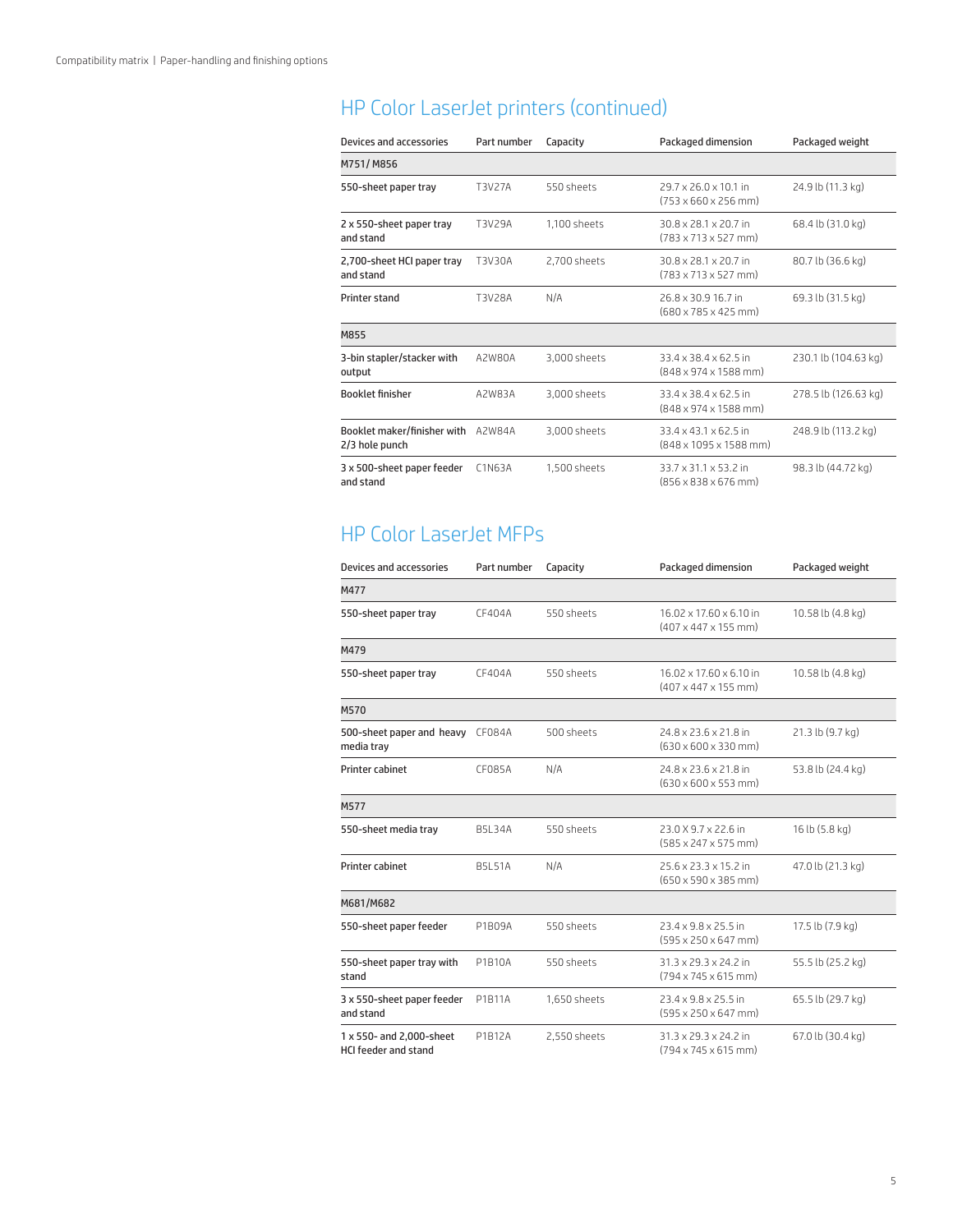## HP Color LaserJet printers (continued)

| Devices and accessories | Part number | Capacity | Packaged dimension | Packaged weight |
|---|---|---|---|---|
| **M751/ M856** | | | | |
| 550-sheet paper tray | T3V27A | 550 sheets | 29.7 x 26.0 x 10.1 in (753 x 660 x 256 mm) | 24.9 lb (11.3 kg) |
| 2 x 550-sheet paper tray and stand | T3V29A | 1,100 sheets | 30.8 x 28.1 x 20.7 in (783 x 713 x 527 mm) | 68.4 lb (31.0 kg) |
| 2,700-sheet HCI paper tray and stand | T3V30A | 2,700 sheets | 30.8 x 28.1 x 20.7 in (783 x 713 x 527 mm) | 80.7 lb (36.6 kg) |
| Printer stand | T3V28A | N/A | 26.8 x 30.9 16.7 in (680 x 785 x 425 mm) | 69.3 lb (31.5 kg) |
| **M855** | | | | |
| 3-bin stapler/stacker with output | A2W80A | 3,000 sheets | 33.4 x 38.4 x 62.5 in (848 x 974 x 1588 mm) | 230.1 lb (104.63 kg) |
| Booklet finisher | A2W83A | 3,000 sheets | 33.4 x 38.4 x 62.5 in (848 x 974 x 1588 mm) | 278.5 lb (126.63 kg) |
| Booklet maker/finisher with 2/3 hole punch | A2W84A | 3,000 sheets | 33.4 x 43.1 x 62.5 in (848 x 1095 x 1588 mm) | 248.9 lb (113.2 kg) |
| 3 x 500-sheet paper feeder and stand | C1N63A | 1,500 sheets | 33.7 x 31.1 x 53.2 in (856 x 838 x 676 mm) | 98.3 lb (44.72 kg) |

## HP Color LaserJet MFPs

| Devices and accessories | Part number | Capacity | Packaged dimension | Packaged weight |
|---|---|---|---|---|
| **M477** | | | | |
| 550-sheet paper tray | CF404A | 550 sheets | 16.02 x 17.60 x 6.10 in (407 x 447 x 155 mm) | 10.58 lb (4.8 kg) |
| **M479** | | | | |
| 550-sheet paper tray | CF404A | 550 sheets | 16.02 x 17.60 x 6.10 in (407 x 447 x 155 mm) | 10.58 lb (4.8 kg) |
| **M570** | | | | |
| 500-sheet paper and heavy media tray | CF084A | 500 sheets | 24.8 x 23.6 x 21.8 in (630 x 600 x 330 mm) | 21.3 lb (9.7 kg) |
| Printer cabinet | CF085A | N/A | 24.8 x 23.6 x 21.8 in (630 x 600 x 553 mm) | 53.8 lb (24.4 kg) |
| **M577** | | | | |
| 550-sheet media tray | B5L34A | 550 sheets | 23.0 X 9.7 x 22.6 in (585 x 247 x 575 mm) | 16 lb (5.8 kg) |
| Printer cabinet | B5L51A | N/A | 25.6 x 23.3 x 15.2 in (650 x 590 x 385 mm) | 47.0 lb (21.3 kg) |
| **M681/M682** | | | | |
| 550-sheet paper feeder | P1B09A | 550 sheets | 23.4 x 9.8 x 25.5 in (595 x 250 x 647 mm) | 17.5 lb (7.9 kg) |
| 550-sheet paper tray with stand | P1B10A | 550 sheets | 31.3 x 29.3 x 24.2 in (794 x 745 x 615 mm) | 55.5 lb (25.2 kg) |
| 3 x 550-sheet paper feeder and stand | P1B11A | 1,650 sheets | 23.4 x 9.8 x 25.5 in (595 x 250 x 647 mm) | 65.5 lb (29.7 kg) |
| 1 x 550- and 2,000-sheet HCI feeder and stand | P1B12A | 2,550 sheets | 31.3 x 29.3 x 24.2 in (794 x 745 x 615 mm) | 67.0 lb (30.4 kg) |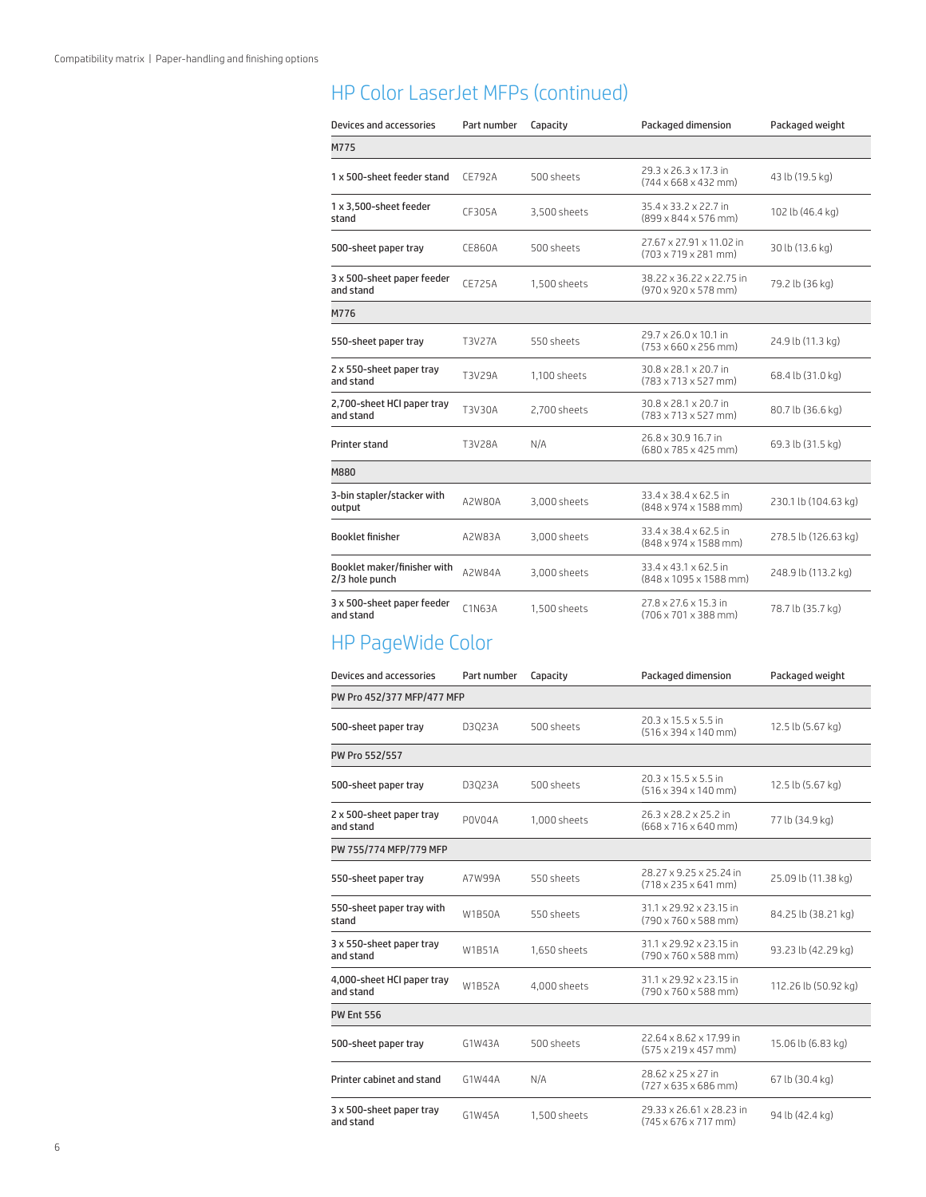## HP Color LaserJet MFPs (continued)

| Devices and accessories | Part number | Capacity | Packaged dimension | Packaged weight |
|---|---|---|---|---|
| **M775** | | | | |
| 1 x 500-sheet feeder stand | CE792A | 500 sheets | 29.3 x 26.3 x 17.3 in (744 x 668 x 432 mm) | 43 lb (19.5 kg) |
| 1 x 3,500-sheet feeder stand | CF305A | 3,500 sheets | 35.4 x 33.2 x 22.7 in (899 x 844 x 576 mm) | 102 lb (46.4 kg) |
| 500-sheet paper tray | CE860A | 500 sheets | 27.67 x 27.91 x 11.02 in (703 x 719 x 281 mm) | 30 lb (13.6 kg) |
| 3 x 500-sheet paper feeder and stand | CE725A | 1,500 sheets | 38.22 x 36.22 x 22.75 in (970 x 920 x 578 mm) | 79.2 lb (36 kg) |
| **M776** | | | | |
| 550-sheet paper tray | T3V27A | 550 sheets | 29.7 x 26.0 x 10.1 in (753 x 660 x 256 mm) | 24.9 lb (11.3 kg) |
| 2 x 550-sheet paper tray and stand | T3V29A | 1,100 sheets | 30.8 x 28.1 x 20.7 in (783 x 713 x 527 mm) | 68.4 lb (31.0 kg) |
| 2,700-sheet HCI paper tray and stand | T3V30A | 2,700 sheets | 30.8 x 28.1 x 20.7 in (783 x 713 x 527 mm) | 80.7 lb (36.6 kg) |
| Printer stand | T3V28A | N/A | 26.8 x 30.9 16.7 in (680 x 785 x 425 mm) | 69.3 lb (31.5 kg) |
| **M880** | | | | |
| 3-bin stapler/stacker with output | A2W80A | 3,000 sheets | 33.4 x 38.4 x 62.5 in (848 x 974 x 1588 mm) | 230.1 lb (104.63 kg) |
| Booklet finisher | A2W83A | 3,000 sheets | 33.4 x 38.4 x 62.5 in (848 x 974 x 1588 mm) | 278.5 lb (126.63 kg) |
| Booklet maker/finisher with 2/3 hole punch | A2W84A | 3,000 sheets | 33.4 x 43.1 x 62.5 in (848 x 1095 x 1588 mm) | 248.9 lb (113.2 kg) |
| 3 x 500-sheet paper feeder and stand | C1N63A | 1,500 sheets | 27.8 x 27.6 x 15.3 in (706 x 701 x 388 mm) | 78.7 lb (35.7 kg) |

## HP PageWide Color

| Devices and accessories | Part number | Capacity | Packaged dimension | Packaged weight |
|---|---|---|---|---|
| **PW Pro 452/377 MFP/477 MFP** | | | | |
| 500-sheet paper tray | D3Q23A | 500 sheets | 20.3 x 15.5 x 5.5 in (516 x 394 x 140 mm) | 12.5 lb (5.67 kg) |
| **PW Pro 552/557** | | | | |
| 500-sheet paper tray | D3Q23A | 500 sheets | 20.3 x 15.5 x 5.5 in (516 x 394 x 140 mm) | 12.5 lb (5.67 kg) |
| 2 x 500-sheet paper tray and stand | P0V04A | 1,000 sheets | 26.3 x 28.2 x 25.2 in (668 x 716 x 640 mm) | 77 lb (34.9 kg) |
| **PW 755/774 MFP/779 MFP** | | | | |
| 550-sheet paper tray | A7W99A | 550 sheets | 28.27 x 9.25 x 25.24 in (718 x 235 x 641 mm) | 25.09 lb (11.38 kg) |
| 550-sheet paper tray with stand | W1B50A | 550 sheets | 31.1 x 29.92 x 23.15 in (790 x 760 x 588 mm) | 84.25 lb (38.21 kg) |
| 3 x 550-sheet paper tray and stand | W1B51A | 1,650 sheets | 31.1 x 29.92 x 23.15 in (790 x 760 x 588 mm) | 93.23 lb (42.29 kg) |
| 4,000-sheet HCI paper tray and stand | W1B52A | 4,000 sheets | 31.1 x 29.92 x 23.15 in (790 x 760 x 588 mm) | 112.26 lb (50.92 kg) |
| **PW Ent 556** | | | | |
| 500-sheet paper tray | G1W43A | 500 sheets | 22.64 x 8.62 x 17.99 in (575 x 219 x 457 mm) | 15.06 lb (6.83 kg) |
| Printer cabinet and stand | G1W44A | N/A | 28.62 x 25 x 27 in (727 x 635 x 686 mm) | 67 lb (30.4 kg) |
| 3 x 500-sheet paper tray and stand | G1W45A | 1,500 sheets | 29.33 x 26.61 x 28.23 in (745 x 676 x 717 mm) | 94 lb (42.4 kg) |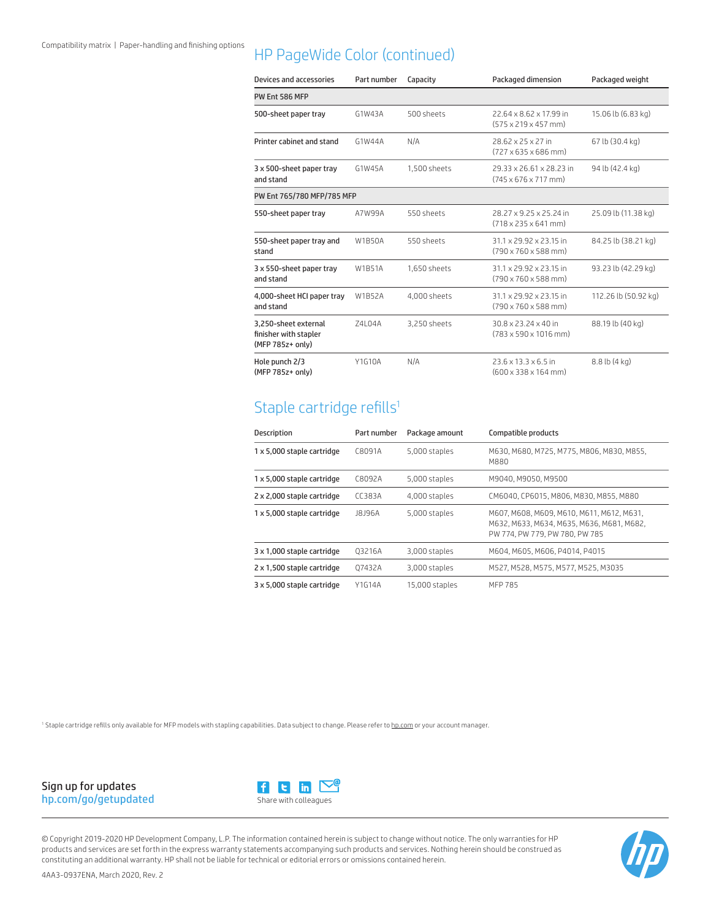# HP PageWide Color (continued)

| Devices and accessories | Part number | Capacity | Packaged dimension | Packaged weight |
|---|---|---|---|---|
| **PW Ent 586 MFP** | | | | |
| 500-sheet paper tray | G1W43A | 500 sheets | 22.64 x 8.62 x 17.99 in (575 x 219 x 457 mm) | 15.06 lb (6.83 kg) |
| Printer cabinet and stand | G1W44A | N/A | 28.62 x 25 x 27 in (727 x 635 x 686 mm) | 67 lb (30.4 kg) |
| 3 x 500-sheet paper tray and stand | G1W45A | 1,500 sheets | 29.33 x 26.61 x 28.23 in (745 x 676 x 717 mm) | 94 lb (42.4 kg) |
| **PW Ent 765/780 MFP/785 MFP** | | | | |
| 550-sheet paper tray | A7W99A | 550 sheets | 28.27 x 9.25 x 25.24 in (718 x 235 x 641 mm) | 25.09 lb (11.38 kg) |
| 550-sheet paper tray and stand | W1B50A | 550 sheets | 31.1 x 29.92 x 23.15 in (790 x 760 x 588 mm) | 84.25 lb (38.21 kg) |
| 3 x 550-sheet paper tray and stand | W1B51A | 1,650 sheets | 31.1 x 29.92 x 23.15 in (790 x 760 x 588 mm) | 93.23 lb (42.29 kg) |
| 4,000-sheet HCI paper tray and stand | W1B52A | 4,000 sheets | 31.1 x 29.92 x 23.15 in (790 x 760 x 588 mm) | 112.26 lb (50.92 kg) |
| 3,250-sheet external finisher with stapler (MFP 785z+ only) | Z4L04A | 3,250 sheets | 30.8 x 23.24 x 40 in (783 x 590 x 1016 mm) | 88.19 lb (40 kg) |
| Hole punch 2/3 (MFP 785z+ only) | Y1G10A | N/A | 23.6 x 13.3 x 6.5 in (600 x 338 x 164 mm) | 8.8 lb (4 kg) |

## Staple cartridge refills[1]

| Description | Part number | Package amount | Compatible products |
|---|---|---|---|
| 1 x 5,000 staple cartridge | C8091A | 5,000 staples | M630, M680, M725, M775, M806, M830, M855, M880 |
| 1 x 5,000 staple cartridge | C8092A | 5,000 staples | M9040, M9050, M9500 |
| 2 x 2,000 staple cartridge | CC383A | 4,000 staples | CM6040, CP6015, M806, M830, M855, M880 |
| 1 x 5,000 staple cartridge | J8J96A | 5,000 staples | M607, M608, M609, M610, M611, M612, M631, M632, M633, M634, M635, M636, M681, M682, PW 774, PW 779, PW 780, PW 785 |
| 3 x 1,000 staple cartridge | Q3216A | 3,000 staples | M604, M605, M606, P4014, P4015 |
| 2 x 1,500 staple cartridge | Q7432A | 3,000 staples | M527, M528, M575, M577, M525, M3035 |
| 3 x 5,000 staple cartridge | Y1G14A | 15,000 staples | MFP 785 |

[1] Staple cartridge refills only available for MFP models with stapling capabilities. Data subject to change. Please refer to hp.com or your account manager.

**Sign up for updates**
hp.com/go/getupdated

Share with colleagues

© Copyright 2019-2020 HP Development Company, L.P. The information contained herein is subject to change without notice. The only warranties for HP products and services are set forth in the express warranty statements accompanying such products and services. Nothing herein should be construed as constituting an additional warranty. HP shall not be liable for technical or editorial errors or omissions contained herein.

4AA3-0937ENA, March 2020, Rev. 2